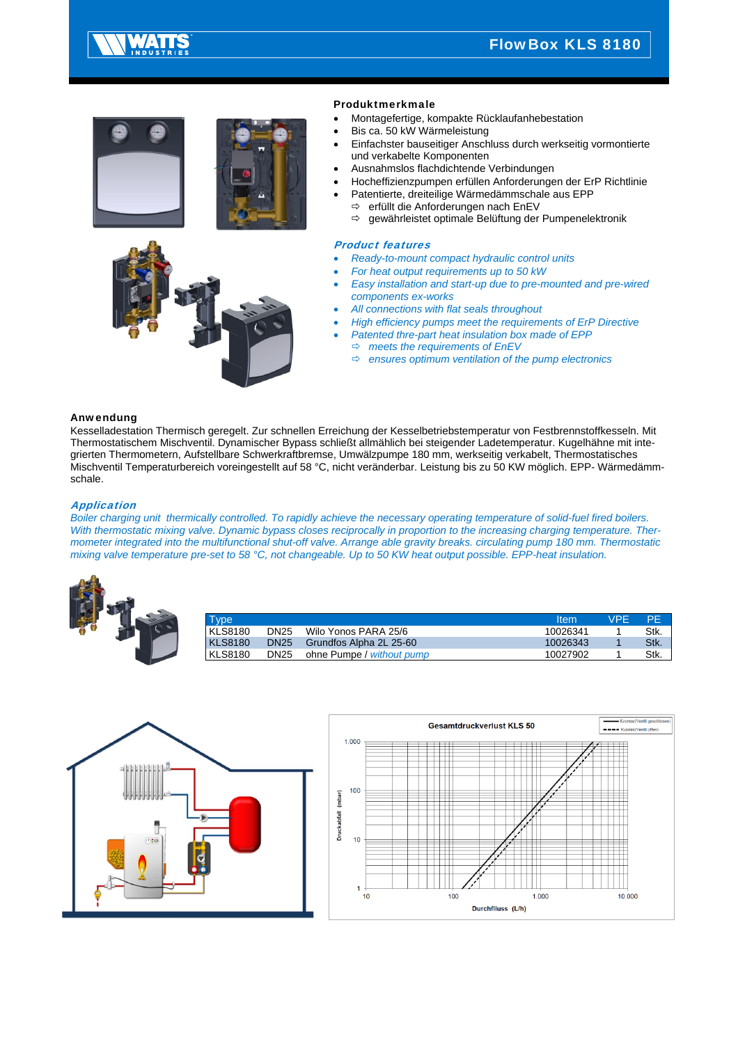# FlowBox KLS 8180

## Produktmerkmale

- Montagefertige, kompakte Rücklaufanhebestation
- Bis ca. 50 kW Wärmeleistung
- Einfachster bauseitiger Anschluss durch werkseitig vormontierte und verkabelte Komponenten
- Ausnahmslos flachdichtende Verbindungen
- Hocheffizienzpumpen erfüllen Anforderungen der ErP Richtlinie
- Patentierte, dreiteilige Wärmedämmschale aus EPP
  - ⇨ erfüllt die Anforderungen nach EnEV
  - ⇨ gewährleistet optimale Belüftung der Pumpenelektronik

## *Product features*

- *Ready-to-mount compact hydraulic control units*
- *For heat output requirements up to 50 kW*
- *Easy installation and start-up due to pre-mounted and pre-wired components ex-works*
- *All connections with flat seals throughout*
- *High efficiency pumps meet the requirements of ErP Directive*
- *Patented three-part heat insulation box made of EPP*
  - ⇨ *meets the requirements of EnEV*
  - ⇨ *ensures optimum ventilation of the pump electronics*

## Anwendung

Kesselladestation Thermisch geregelt. Zur schnellen Erreichung der Kesselbetriebstemperatur von Festbrennstoffkesseln. Mit Thermostatischem Mischventil. Dynamischer Bypass schließt allmählich bei steigender Ladetemperatur. Kugelhähne mit integrierten Thermometern, Aufstellbare Schwerkraftbremse, Umwälzpumpe 180 mm, werkseitig verkabelt, Thermostatisches Mischventil Temperaturbereich voreingestellt auf 58 °C, nicht veränderbar. Leistung bis zu 50 KW möglich. EPP- Wärmedämmschale.

## *Application*

*Boiler charging unit thermically controlled. To rapidly achieve the necessary operating temperature of solid-fuel fired boilers. With thermostatic mixing valve. Dynamic bypass closes reciprocally in proportion to the increasing charging temperature. Thermometer integrated into the multifunctional shut-off valve. Arrange able gravity breaks. circulating pump 180 mm. Thermostatic mixing valve temperature pre-set to 58 °C, not changeable. Up to 50 KW heat output possible. EPP-heat insulation.*

| Type | | | Item | VPE | PE |
|---|---|---|---|---|---|
| KLS8180 | DN25 | Wilo Yonos PARA 25/6 | 10026341 | 1 | Stk. |
| KLS8180 | DN25 | Grundfos Alpha 2L 25-60 | 10026343 | 1 | Stk. |
| KLS8180 | DN25 | ohne Pumpe / *without pump* | 10027902 | 1 | Stk. |

Gesamtdruckverlust KLS 50

Kvsmax(Ventil geschlossen)
Kvsmin(Ventil offen)

Druckabfall (mbar)

Durchfluss (L/h)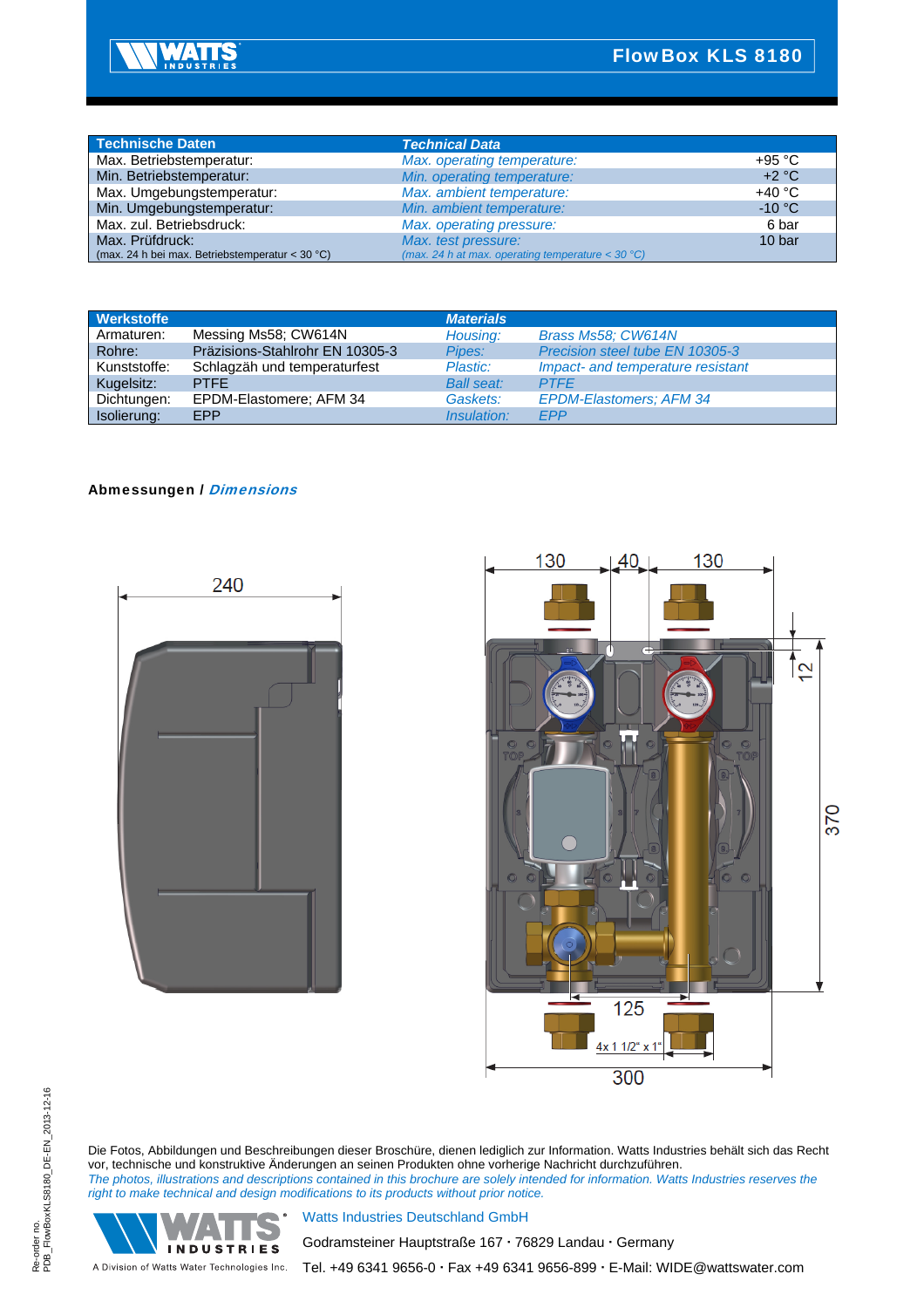# FlowBox KLS 8180

| Technische Daten | Technical Data | |
|---|---|---|
| Max. Betriebstemperatur: | *Max. operating temperature:* | +95 °C |
| Min. Betriebstemperatur: | *Min. operating temperature:* | +2 °C |
| Max. Umgebungstemperatur: | *Max. ambient temperature:* | +40 °C |
| Min. Umgebungstemperatur: | *Min. ambient temperature:* | -10 °C |
| Max. zul. Betriebsdruck: | *Max. operating pressure:* | 6 bar |
| Max. Prüfdruck: (max. 24 h bei max. Betriebstemperatur < 30 °C) | *Max. test pressure: (max. 24 h at max. operating temperature < 30 °C)* | 10 bar |

| Werkstoffe | | Materials | |
|---|---|---|---|
| Armaturen: | Messing Ms58; CW614N | *Housing:* | *Brass Ms58; CW614N* |
| Rohre: | Präzisions-Stahlrohr EN 10305-3 | *Pipes:* | *Precision steel tube EN 10305-3* |
| Kunststoffe: | Schlagzäh und temperaturfest | *Plastic:* | *Impact- and temperature resistant* |
| Kugelsitz: | PTFE | *Ball seat:* | *PTFE* |
| Dichtungen: | EPDM-Elastomere; AFM 34 | *Gaskets:* | *EPDM-Elastomers; AFM 34* |
| Isolierung: | EPP | *Insulation:* | *EPP* |

**Abmessungen /** ***Dimensions***

240

130
40
130
12
370
125
4x 1 1/2" x 1"
300

Die Fotos, Abbildungen und Beschreibungen dieser Broschüre, dienen lediglich zur Information. Watts Industries behält sich das Recht vor, technische und konstruktive Änderungen an seinen Produkten ohne vorherige Nachricht durchzuführen.
*The photos, illustrations and descriptions contained in this brochure are solely intended for information. Watts Industries reserves the right to make technical and design modifications to its products without prior notice.*

A Division of Watts Water Technologies Inc.

Watts Industries Deutschland GmbH
Godramsteiner Hauptstraße 167 · 76829 Landau · Germany
Tel. +49 6341 9656-0 · Fax +49 6341 9656-899 · E-Mail: WIDE@wattswater.com

Re-order no.
PDB_FlowBoxKLS8180_DE-EN_2013-12-16